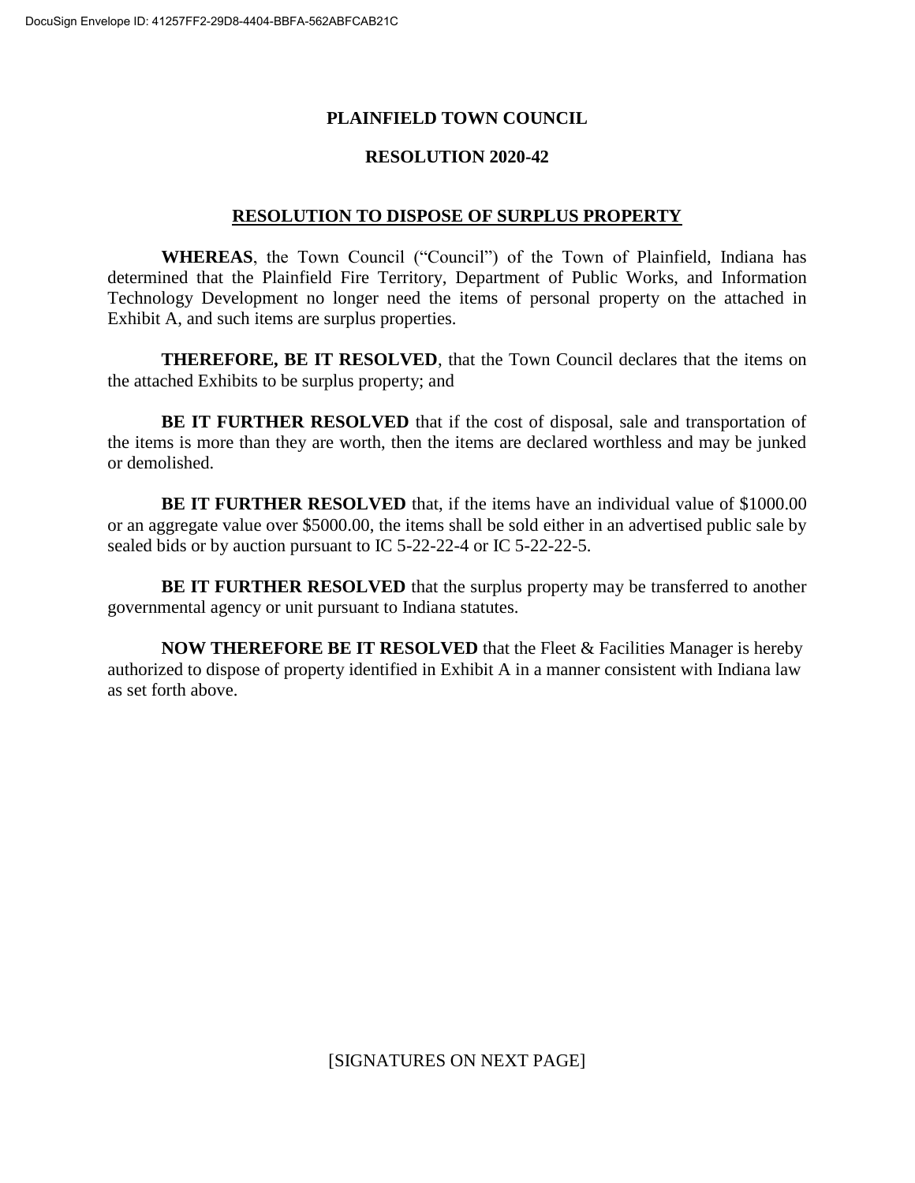# PLAINFIELD TOWN COUNCIL

## RESOLUTION 2020-42

## RESOLUTION TO DISPOSE OF SURPLUS PROPERTY

**WHEREAS**, the Town Council ("Council") of the Town of Plainfield, Indiana has determined that the Plainfield Fire Territory, Department of Public Works, and Information Technology Development no longer need the items of personal property on the attached in Exhibit A, and such items are surplus properties.

**THEREFORE, BE IT RESOLVED**, that the Town Council declares that the items on the attached Exhibits to be surplus property; and

**BE IT FURTHER RESOLVED** that if the cost of disposal, sale and transportation of the items is more than they are worth, then the items are declared worthless and may be junked or demolished.

**BE IT FURTHER RESOLVED** that, if the items have an individual value of $1000.00 or an aggregate value over $5000.00, the items shall be sold either in an advertised public sale by sealed bids or by auction pursuant to IC 5-22-22-4 or IC 5-22-22-5.

**BE IT FURTHER RESOLVED** that the surplus property may be transferred to another governmental agency or unit pursuant to Indiana statutes.

**NOW THEREFORE BE IT RESOLVED** that the Fleet & Facilities Manager is hereby authorized to dispose of property identified in Exhibit A in a manner consistent with Indiana law as set forth above.

[SIGNATURES ON NEXT PAGE]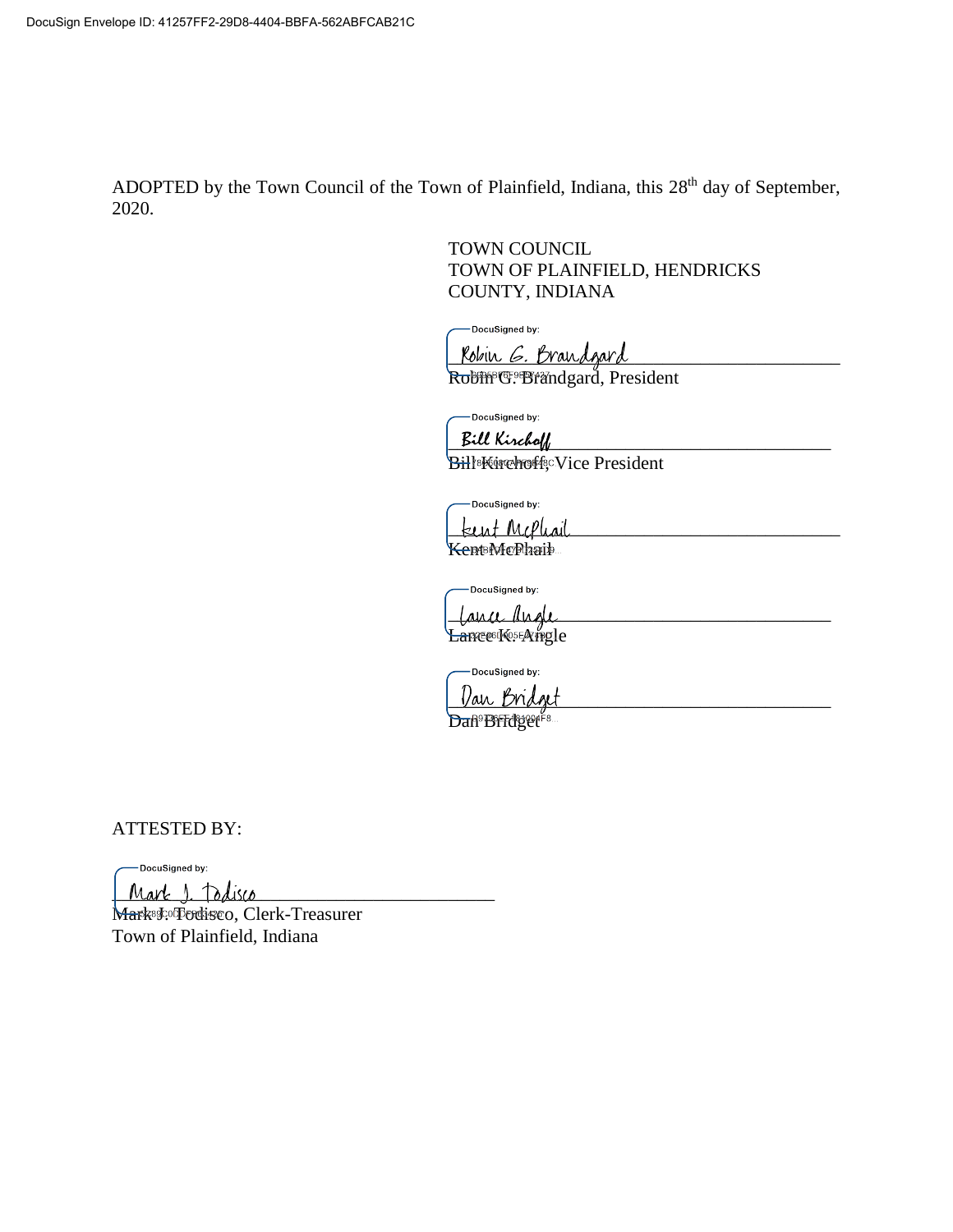ADOPTED by the Town Council of the Town of Plainfield, Indiana, this 28th day of September, 2020.

TOWN COUNCIL
TOWN OF PLAINFIELD, HENDRICKS COUNTY, INDIANA

DocuSigned by:
Robin G. Brandgard
______________________________
Robin G. Brandgard, President

DocuSigned by:
Bill Kirchoff
______________________________
Bill Kirchoff, Vice President

DocuSigned by:
Kent McPhail
______________________________
Kent McPhail

DocuSigned by:
Lance Angle
______________________________
Lance K. Angle

DocuSigned by:
Dan Bridget
______________________________
Dan Bridget

ATTESTED BY:

DocuSigned by:
Mark J. Todisco
______________________________
Mark J. Todisco, Clerk-Treasurer
Town of Plainfield, Indiana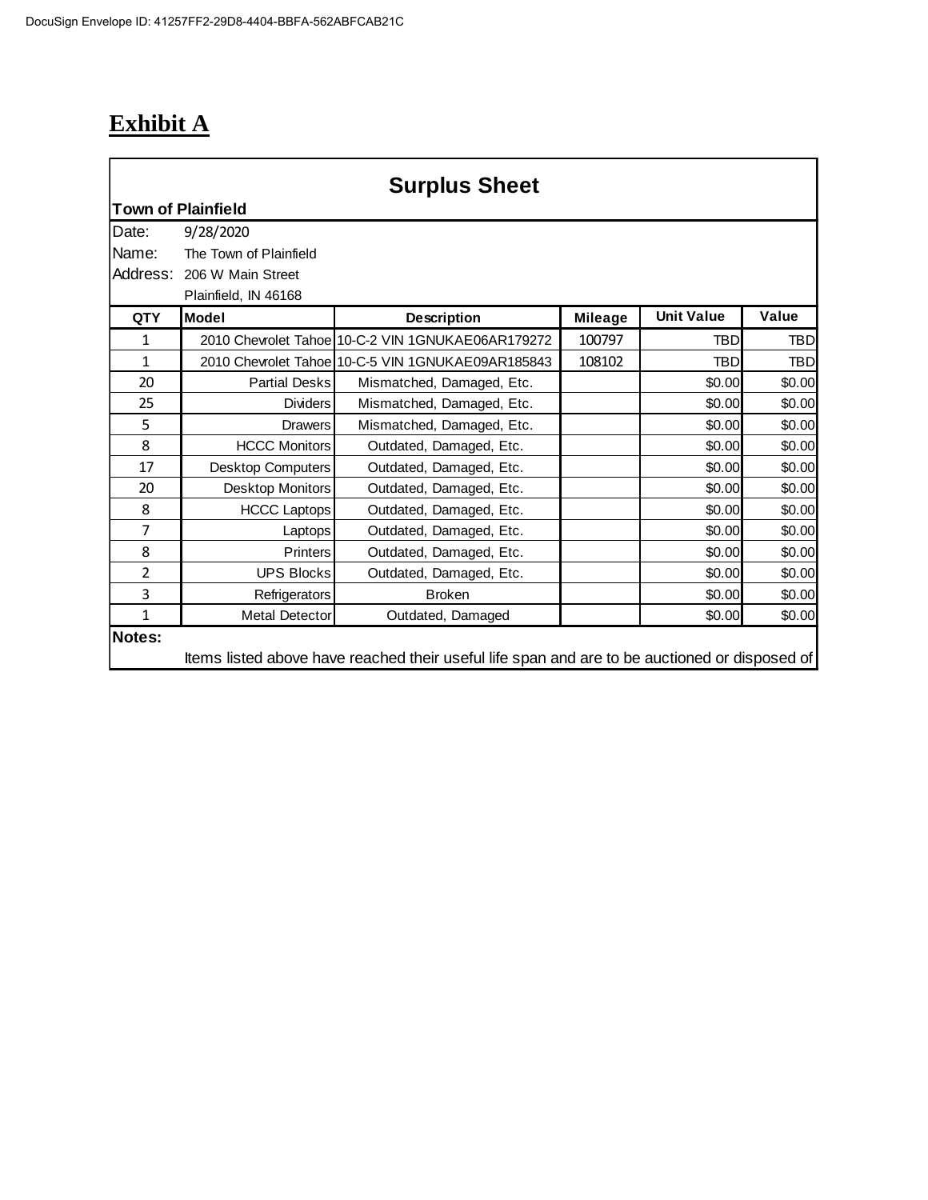# Exhibit A

## Surplus Sheet

**Town of Plainfield**

Date: 9/28/2020
Name: The Town of Plainfield
Address: 206 W Main Street
Plainfield, IN 46168

| QTY | Model | Description | Mileage | Unit Value | Value |
|---|---|---|---|---|---|
| 1 | 2010 Chevrolet Tahoe | 10-C-2 VIN 1GNUKAE06AR179272 | 100797 | TBD | TBD |
| 1 | 2010 Chevrolet Tahoe | 10-C-5 VIN 1GNUKAE09AR185843 | 108102 | TBD | TBD |
| 20 | Partial Desks | Mismatched, Damaged, Etc. | | $0.00 | $0.00 |
| 25 | Dividers | Mismatched, Damaged, Etc. | | $0.00 | $0.00 |
| 5 | Drawers | Mismatched, Damaged, Etc. | | $0.00 | $0.00 |
| 8 | HCCC Monitors | Outdated, Damaged, Etc. | | $0.00 | $0.00 |
| 17 | Desktop Computers | Outdated, Damaged, Etc. | | $0.00 | $0.00 |
| 20 | Desktop Monitors | Outdated, Damaged, Etc. | | $0.00 | $0.00 |
| 8 | HCCC Laptops | Outdated, Damaged, Etc. | | $0.00 | $0.00 |
| 7 | Laptops | Outdated, Damaged, Etc. | | $0.00 | $0.00 |
| 8 | Printers | Outdated, Damaged, Etc. | | $0.00 | $0.00 |
| 2 | UPS Blocks | Outdated, Damaged, Etc. | | $0.00 | $0.00 |
| 3 | Refrigerators | Broken | | $0.00 | $0.00 |
| 1 | Metal Detector | Outdated, Damaged | | $0.00 | $0.00 |

**Notes:**

Items listed above have reached their useful life span and are to be auctioned or disposed of